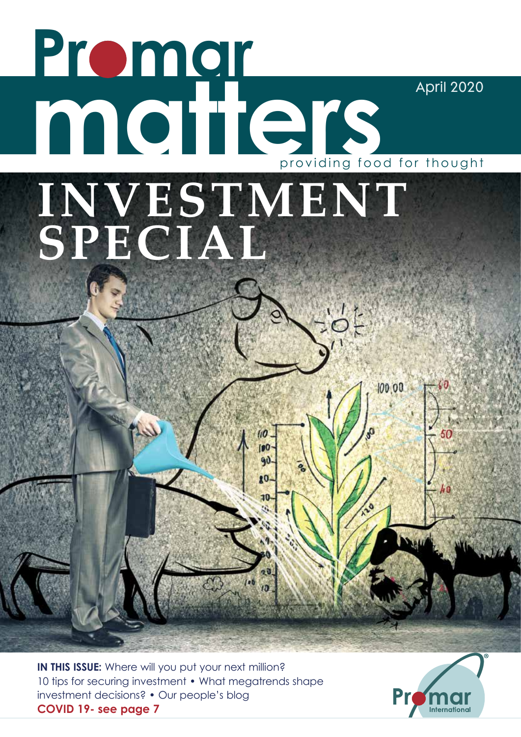# Promar matters

April 2020

providing food for thought

# INVESTMENT SPECIAL

**IN THIS ISSUE:** Where will you put your next million? 10 tips for securing investment • What megatrends shape investment decisions? • Our people's blog

**COVID 19- see page 7**

Promar International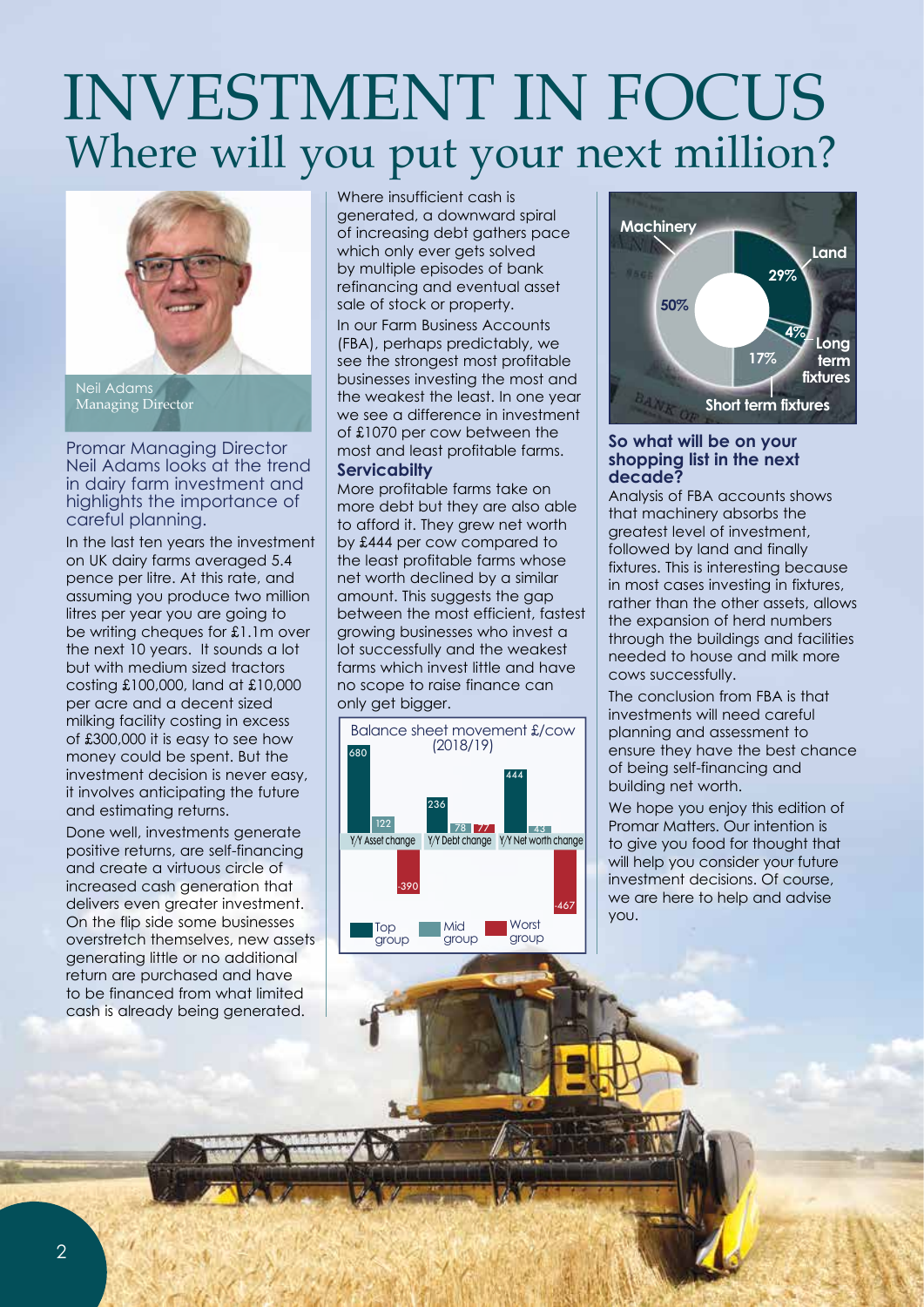# INVESTMENT IN FOCUS

## Where will you put your next million?

Neil Adams
Managing Director

Promar Managing Director Neil Adams looks at the trend in dairy farm investment and highlights the importance of careful planning.

In the last ten years the investment on UK dairy farms averaged 5.4 pence per litre. At this rate, and assuming you produce two million litres per year you are going to be writing cheques for £1.1m over the next 10 years. It sounds a lot but with medium sized tractors costing £100,000, land at £10,000 per acre and a decent sized milking facility costing in excess of £300,000 it is easy to see how money could be spent. But the investment decision is never easy, it involves anticipating the future and estimating returns.

Done well, investments generate positive returns, are self-financing and create a virtuous circle of increased cash generation that delivers even greater investment. On the flip side some businesses overstretch themselves, new assets generating little or no additional return are purchased and have to be financed from what limited cash is already being generated.

Where insufficient cash is generated, a downward spiral of increasing debt gathers pace which only ever gets solved by multiple episodes of bank refinancing and eventual asset sale of stock or property.

In our Farm Business Accounts (FBA), perhaps predictably, we see the strongest most profitable businesses investing the most and the weakest the least. In one year we see a difference in investment of £1070 per cow between the most and least profitable farms.

### Servicabilty

More profitable farms take on more debt but they are also able to afford it. They grew net worth by £444 per cow compared to the least profitable farms whose net worth declined by a similar amount. This suggests the gap between the most efficient, fastest growing businesses who invest a lot successfully and the weakest farms which invest little and have no scope to raise finance can only get bigger.

Balance sheet movement £/cow (2018/19)

| | Top group | Mid group | Worst group |
|---|---|---|---|
| Y/Y Asset change | 680 | 122 | -390 |
| Y/Y Debt change | 236 | 78 | 77 |
| Y/Y Net worth change | 444 | 43 | -467 |

| Investment | % |
|---|---|
| Machinery | 50% |
| Land | 29% |
| Long term fixtures | 4% |
| Short term fixtures | 17% |

### So what will be on your shopping list in the next decade?

Analysis of FBA accounts shows that machinery absorbs the greatest level of investment, followed by land and finally fixtures. This is interesting because in most cases investing in fixtures, rather than the other assets, allows the expansion of herd numbers through the buildings and facilities needed to house and milk more cows successfully.

The conclusion from FBA is that investments will need careful planning and assessment to ensure they have the best chance of being self-financing and building net worth.

We hope you enjoy this edition of Promar Matters. Our intention is to give you food for thought that will help you consider your future investment decisions. Of course, we are here to help and advise you.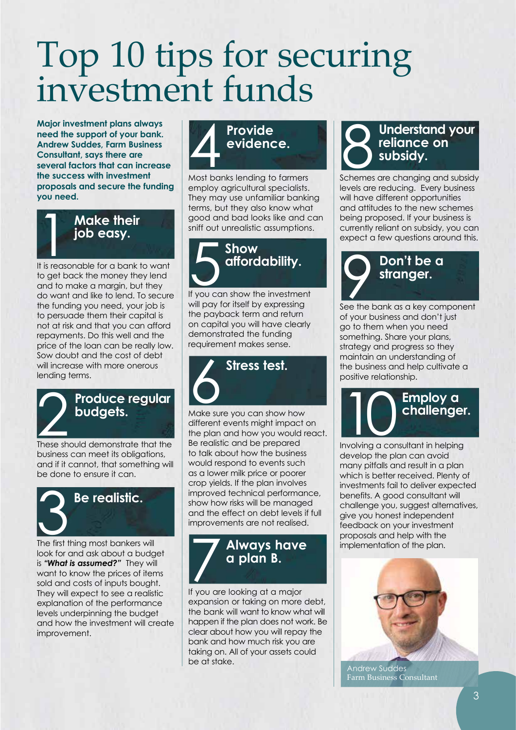# Top 10 tips for securing investment funds

**Major investment plans always need the support of your bank. Andrew Suddes, Farm Business Consultant, says there are several factors that can increase the success with investment proposals and secure the funding you need.**

## 1 Make their job easy.

It is reasonable for a bank to want to get back the money they lend and to make a margin, but they do want and like to lend. To secure the funding you need, your job is to persuade them their capital is not at risk and that you can afford repayments. Do this well and the price of the loan can be really low. Sow doubt and the cost of debt will increase with more onerous lending terms.

## 2 Produce regular budgets.

These should demonstrate that the business can meet its obligations, and if it cannot, that something will be done to ensure it can.

## 3 Be realistic.

The first thing most bankers will look for and ask about a budget is ***"What is assumed?"*** They will want to know the prices of items sold and costs of inputs bought. They will expect to see a realistic explanation of the performance levels underpinning the budget and how the investment will create improvement.

## 4 Provide evidence.

Most banks lending to farmers employ agricultural specialists. They may use unfamiliar banking terms, but they also know what good and bad looks like and can sniff out unrealistic assumptions.

## 5 Show affordability.

If you can show the investment will pay for itself by expressing the payback term and return on capital you will have clearly demonstrated the funding requirement makes sense.

## 6 Stress test.

Make sure you can show how different events might impact on the plan and how you would react. Be realistic and be prepared to talk about how the business would respond to events such as a lower milk price or poorer crop yields. If the plan involves improved technical performance, show how risks will be managed and the effect on debt levels if full improvements are not realised.

## 7 Always have a plan B.

If you are looking at a major expansion or taking on more debt, the bank will want to know what will happen if the plan does not work. Be clear about how you will repay the bank and how much risk you are taking on. All of your assets could be at stake.

## 8 Understand your reliance on subsidy.

Schemes are changing and subsidy levels are reducing. Every business will have different opportunities and attitudes to the new schemes being proposed. If your business is currently reliant on subsidy, you can expect a few questions around this.

## 9 Don't be a stranger.

See the bank as a key component of your business and don't just go to them when you need something. Share your plans, strategy and progress so they maintain an understanding of the business and help cultivate a positive relationship.

## 10 Employ a challenger.

Involving a consultant in helping develop the plan can avoid many pitfalls and result in a plan which is better received. Plenty of investments fail to deliver expected benefits. A good consultant will challenge you, suggest alternatives, give you honest independent feedback on your investment proposals and help with the implementation of the plan.

Andrew Suddes
Farm Business Consultant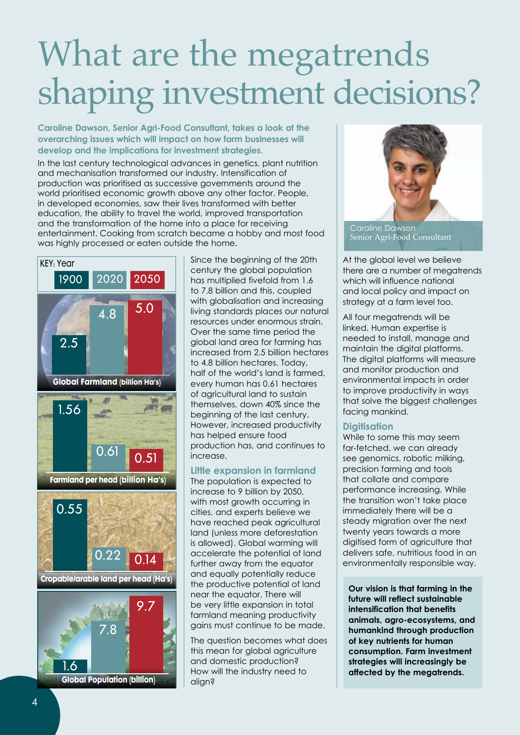# What are the megatrends shaping investment decisions?

**Caroline Dawson, Senior Agri-Food Consultant, takes a look at the overarching issues which will impact on how farm businesses will develop and the implications for investment strategies.**

In the last century technological advances in genetics, plant nutrition and mechanisation transformed our industry. Intensification of production was prioritised as successive governments around the world prioritised economic growth above any other factor. People, in developed economies, saw their lives transformed with better education, the ability to travel the world, improved transportation and the transformation of the home into a place for receiving entertainment. Cooking from scratch became a hobby and most food was highly processed or eaten outside the home.

KEY: Year

| | 1900 | 2020 | 2050 |
|---|---|---|---|
| Global Farmland (billion Ha's) | 2.5 | 4.8 | 5.0 |
| Farmland per head (billion Ha's) | 1.56 | 0.61 | 0.51 |
| Cropable/arable land per head (Ha's) | 0.55 | 0.22 | 0.14 |
| Global Population (billion) | 1.6 | 7.8 | 9.7 |

Since the beginning of the 20th century the global population has multiplied fivefold from 1.6 to 7.8 billion and this, coupled with globalisation and increasing living standards places our natural resources under enormous strain. Over the same time period the global land area for farming has increased from 2.5 billion hectares to 4.8 billion hectares. Today, half of the world's land is farmed, every human has 0.61 hectares of agricultural land to sustain themselves, down 40% since the beginning of the last century. However, increased productivity has helped ensure food production has, and continues to increase.

### Little expansion in farmland

The population is expected to increase to 9 billion by 2050, with most growth occurring in cities, and experts believe we have reached peak agricultural land (unless more deforestation is allowed). Global warming will accelerate the potential of land further away from the equator and equally potentially reduce the productive potential of land near the equator. There will be very little expansion in total farmland meaning productivity gains must continue to be made.

The question becomes what does this mean for global agriculture and domestic production? How will the industry need to align?

Caroline Dawson
Senior Agri-Food Consultant

At the global level we believe there are a number of megatrends which will influence national and local policy and impact on strategy at a farm level too.

All four megatrends will be linked. Human expertise is needed to install, manage and maintain the digital platforms. The digital platforms will measure and monitor production and environmental impacts in order to improve productivity in ways that solve the biggest challenges facing mankind.

### Digitisation

While to some this may seem far-fetched, we can already see genomics, robotic milking, precision farming and tools that collate and compare performance increasing. While the transition won't take place immediately there will be a steady migration over the next twenty years towards a more digitised form of agriculture that delivers safe, nutritious food in an environmentally responsible way.

**Our vision is that farming in the future will reflect sustainable intensification that benefits animals, agro-ecosystems, and humankind through production of key nutrients for human consumption. Farm investment strategies will increasingly be affected by the megatrends.**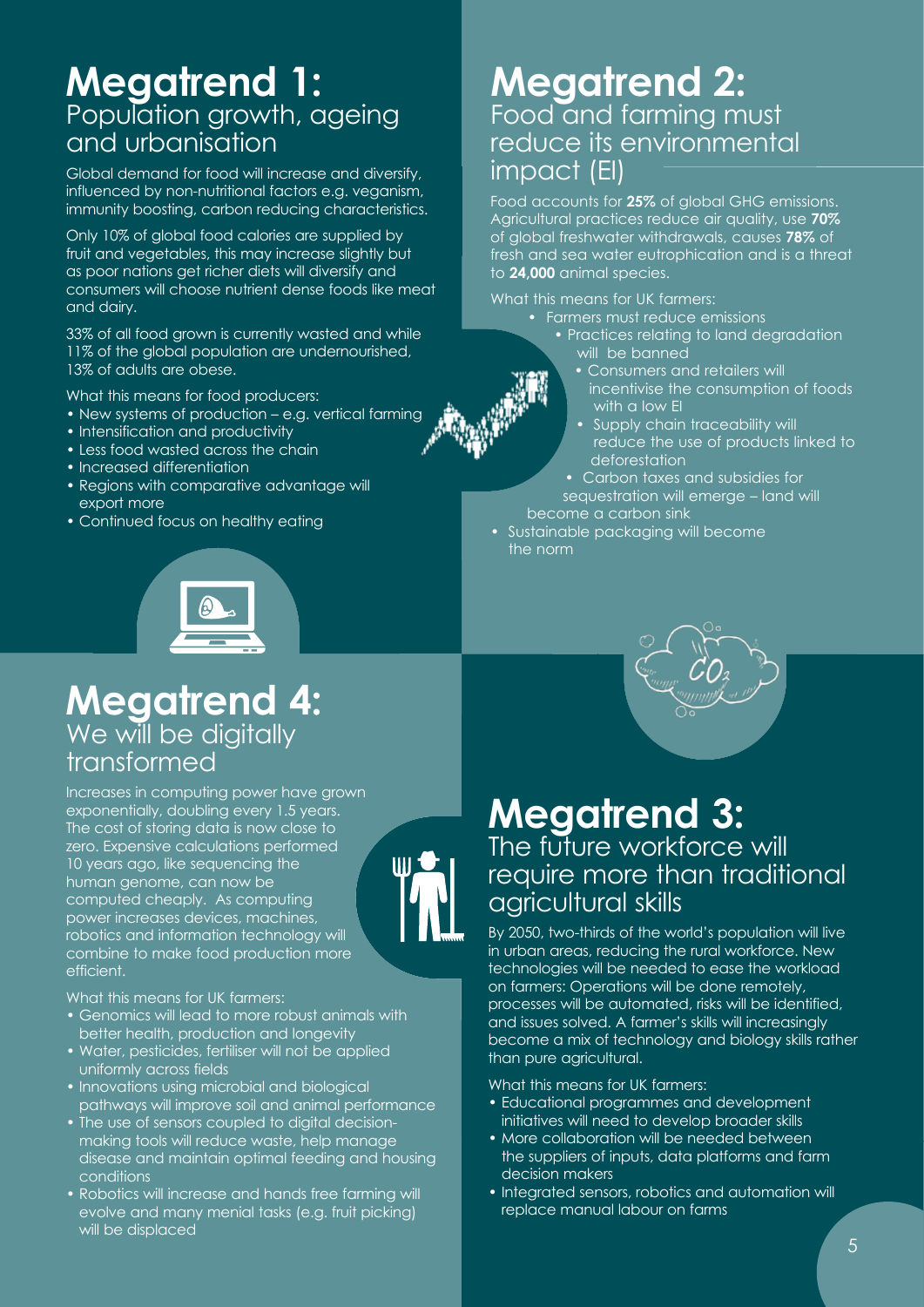# Megatrend 1:
## Population growth, ageing and urbanisation

Global demand for food will increase and diversify, influenced by non-nutritional factors e.g. veganism, immunity boosting, carbon reducing characteristics.

Only 10% of global food calories are supplied by fruit and vegetables, this may increase slightly but as poor nations get richer diets will diversify and consumers will choose nutrient dense foods like meat and dairy.

33% of all food grown is currently wasted and while 11% of the global population are undernourished, 13% of adults are obese.

What this means for food producers:

- New systems of production – e.g. vertical farming
- Intensification and productivity
- Less food wasted across the chain
- Increased differentiation
- Regions with comparative advantage will export more
- Continued focus on healthy eating

# Megatrend 2:
## Food and farming must reduce its environmental impact (EI)

Food accounts for **25%** of global GHG emissions. Agricultural practices reduce air quality, use **70%** of global freshwater withdrawals, causes **78%** of fresh and sea water eutrophication and is a threat to **24,000** animal species.

What this means for UK farmers:

- Farmers must reduce emissions
- Practices relating to land degradation will be banned
- Consumers and retailers will incentivise the consumption of foods with a low EI
- Supply chain traceability will reduce the use of products linked to deforestation
- Carbon taxes and subsidies for sequestration will emerge – land will become a carbon sink
- Sustainable packaging will become the norm

# Megatrend 3:
## The future workforce will require more than traditional agricultural skills

By 2050, two-thirds of the world's population will live in urban areas, reducing the rural workforce. New technologies will be needed to ease the workload on farmers: Operations will be done remotely, processes will be automated, risks will be identified, and issues solved. A farmer's skills will increasingly become a mix of technology and biology skills rather than pure agricultural.

What this means for UK farmers:

- Educational programmes and development initiatives will need to develop broader skills
- More collaboration will be needed between the suppliers of inputs, data platforms and farm decision makers
- Integrated sensors, robotics and automation will replace manual labour on farms

# Megatrend 4:
## We will be digitally transformed

Increases in computing power have grown exponentially, doubling every 1.5 years. The cost of storing data is now close to zero. Expensive calculations performed 10 years ago, like sequencing the human genome, can now be computed cheaply. As computing power increases devices, machines, robotics and information technology will combine to make food production more efficient.

What this means for UK farmers:

- Genomics will lead to more robust animals with better health, production and longevity
- Water, pesticides, fertiliser will not be applied uniformly across fields
- Innovations using microbial and biological pathways will improve soil and animal performance
- The use of sensors coupled to digital decision-making tools will reduce waste, help manage disease and maintain optimal feeding and housing conditions
- Robotics will increase and hands free farming will evolve and many menial tasks (e.g. fruit picking) will be displaced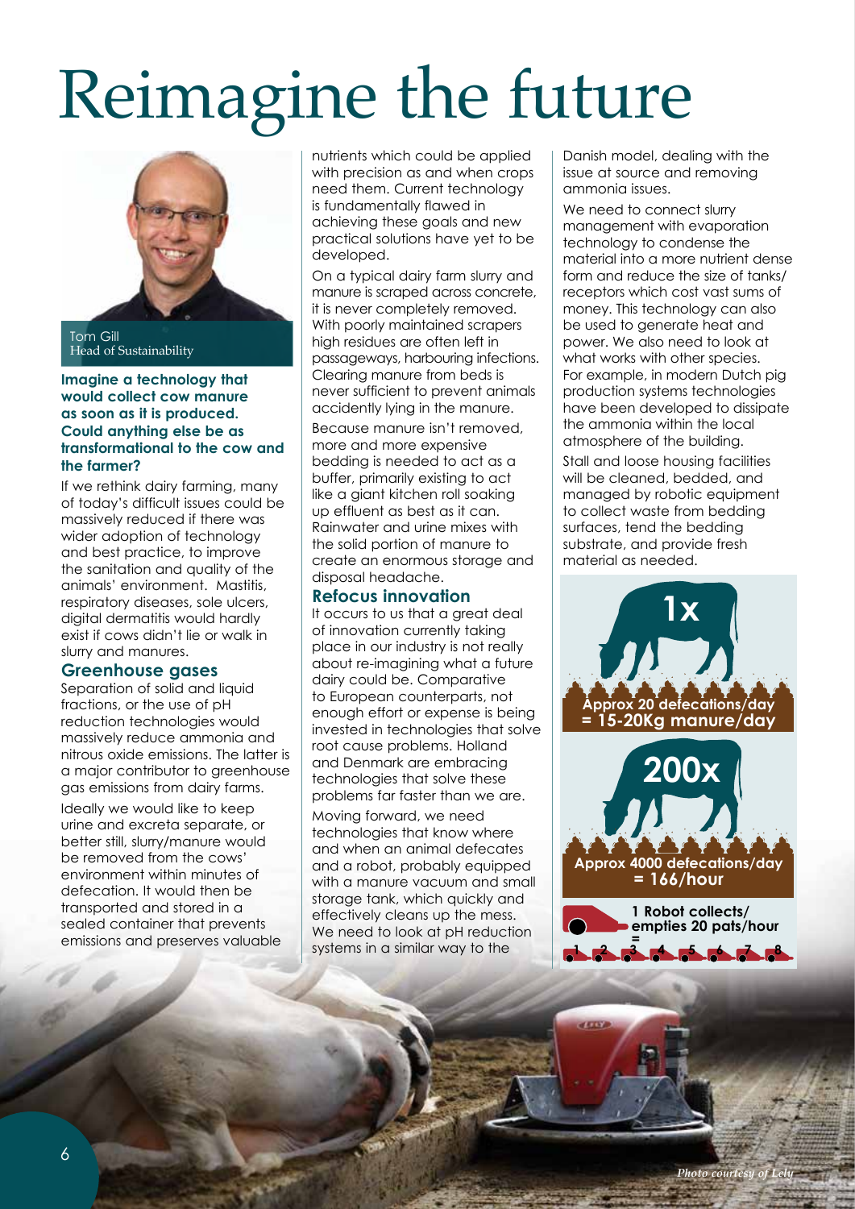# Reimagine the future

Tom Gill
Head of Sustainability

**Imagine a technology that would collect cow manure as soon as it is produced. Could anything else be as transformational to the cow and the farmer?**

If we rethink dairy farming, many of today's difficult issues could be massively reduced if there was wider adoption of technology and best practice, to improve the sanitation and quality of the animals' environment. Mastitis, respiratory diseases, sole ulcers, digital dermatitis would hardly exist if cows didn't lie or walk in slurry and manures.

## Greenhouse gases

Separation of solid and liquid fractions, or the use of pH reduction technologies would massively reduce ammonia and nitrous oxide emissions. The latter is a major contributor to greenhouse gas emissions from dairy farms.

Ideally we would like to keep urine and excreta separate, or better still, slurry/manure would be removed from the cows' environment within minutes of defecation. It would then be transported and stored in a sealed container that prevents emissions and preserves valuable nutrients which could be applied with precision as and when crops need them. Current technology is fundamentally flawed in achieving these goals and new practical solutions have yet to be developed.

On a typical dairy farm slurry and manure is scraped across concrete, it is never completely removed. With poorly maintained scrapers high residues are often left in passageways, harbouring infections. Clearing manure from beds is never sufficient to prevent animals accidently lying in the manure.

Because manure isn't removed, more and more expensive bedding is needed to act as a buffer, primarily existing to act like a giant kitchen roll soaking up effluent as best as it can. Rainwater and urine mixes with the solid portion of manure to create an enormous storage and disposal headache.

## Refocus innovation

It occurs to us that a great deal of innovation currently taking place in our industry is not really about re-imagining what a future dairy could be. Comparative to European counterparts, not enough effort or expense is being invested in technologies that solve root cause problems. Holland and Denmark are embracing technologies that solve these problems far faster than we are.

Moving forward, we need technologies that know where and when an animal defecates and a robot, probably equipped with a manure vacuum and small storage tank, which quickly and effectively cleans up the mess. We need to look at pH reduction systems in a similar way to the Danish model, dealing with the issue at source and removing ammonia issues.

We need to connect slurry management with evaporation technology to condense the material into a more nutrient dense form and reduce the size of tanks/receptors which cost vast sums of money. This technology can also be used to generate heat and power. We also need to look at what works with other species. For example, in modern Dutch pig production systems technologies have been developed to dissipate the ammonia within the local atmosphere of the building.

Stall and loose housing facilities will be cleaned, bedded, and managed by robotic equipment to collect waste from bedding surfaces, tend the bedding substrate, and provide fresh material as needed.

**1x**
**Approx 20 defecations/day = 15-20Kg manure/day**

**200x**
**Approx 4000 defecations/day = 166/hour**

**1 Robot collects/empties 20 pats/hour =**
1 2 3 4 5 6 7 8

*Photo courtesy of Lely*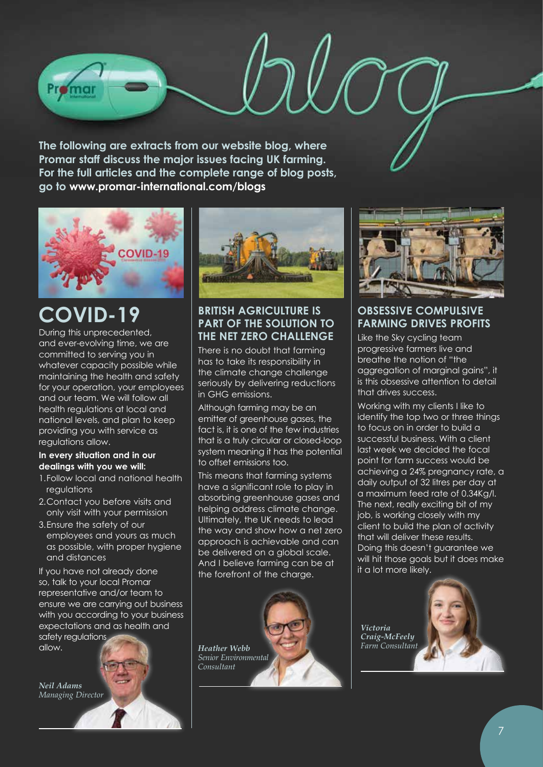# blog

**The following are extracts from our website blog, where Promar staff discuss the major issues facing UK farming. For the full articles and the complete range of blog posts, go to www.promar-international.com/blogs**

## COVID-19

During this unprecedented, and ever-evolving time, we are committed to serving you in whatever capacity possible while maintaining the health and safety for your operation, your employees and our team. We will follow all health regulations at local and national levels, and plan to keep providing you with service as regulations allow.

**In every situation and in our dealings with you we will:**

1. Follow local and national health regulations
2. Contact you before visits and only visit with your permission
3. Ensure the safety of our employees and yours as much as possible, with proper hygiene and distances

If you have not already done so, talk to your local Promar representative and/or team to ensure we are carrying out business with you according to your business expectations and as health and safety regulations allow.

*Neil Adams*
*Managing Director*

## BRITISH AGRICULTURE IS PART OF THE SOLUTION TO THE NET ZERO CHALLENGE

There is no doubt that farming has to take its responsibility in the climate change challenge seriously by delivering reductions in GHG emissions.

Although farming may be an emitter of greenhouse gases, the fact is, it is one of the few industries that is a truly circular or closed-loop system meaning it has the potential to offset emissions too.

This means that farming systems have a significant role to play in absorbing greenhouse gases and helping address climate change. Ultimately, the UK needs to lead the way and show how a net zero approach is achievable and can be delivered on a global scale. And I believe farming can be at the forefront of the charge.

*Heather Webb*
*Senior Environmental Consultant*

## OBSESSIVE COMPULSIVE FARMING DRIVES PROFITS

Like the Sky cycling team progressive farmers live and breathe the notion of "the aggregation of marginal gains", it is this obsessive attention to detail that drives success.

Working with my clients I like to identify the top two or three things to focus on in order to build a successful business. With a client last week we decided the focal point for farm success would be achieving a 24% pregnancy rate, a daily output of 32 litres per day at a maximum feed rate of 0.34Kg/l. The next, really exciting bit of my job, is working closely with my client to build the plan of activity that will deliver these results. Doing this doesn't guarantee we will hit those goals but it does make it a lot more likely.

*Victoria Craig-McFeely*
*Farm Consultant*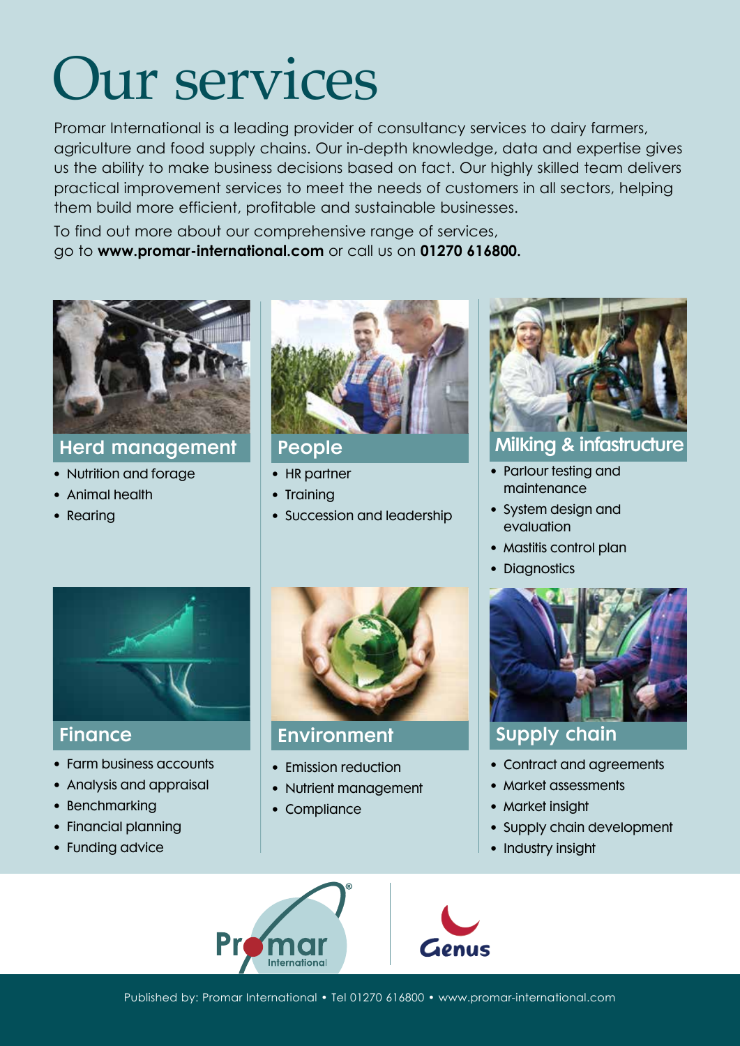# Our services

Promar International is a leading provider of consultancy services to dairy farmers, agriculture and food supply chains. Our in-depth knowledge, data and expertise gives us the ability to make business decisions based on fact. Our highly skilled team delivers practical improvement services to meet the needs of customers in all sectors, helping them build more efficient, profitable and sustainable businesses.

To find out more about our comprehensive range of services, go to **www.promar-international.com** or call us on **01270 616800.**

## Herd management

- Nutrition and forage
- Animal health
- Rearing

## People

- HR partner
- Training
- Succession and leadership

## Milking & infastructure

- Parlour testing and maintenance
- System design and evaluation
- Mastitis control plan
- Diagnostics

## Finance

- Farm business accounts
- Analysis and appraisal
- Benchmarking
- Financial planning
- Funding advice

## Environment

- Emission reduction
- Nutrient management
- Compliance

## Supply chain

- Contract and agreements
- Market assessments
- Market insight
- Supply chain development
- Industry insight

Promar International®

Genus

Published by: Promar International • Tel 01270 616800 • www.promar-international.com